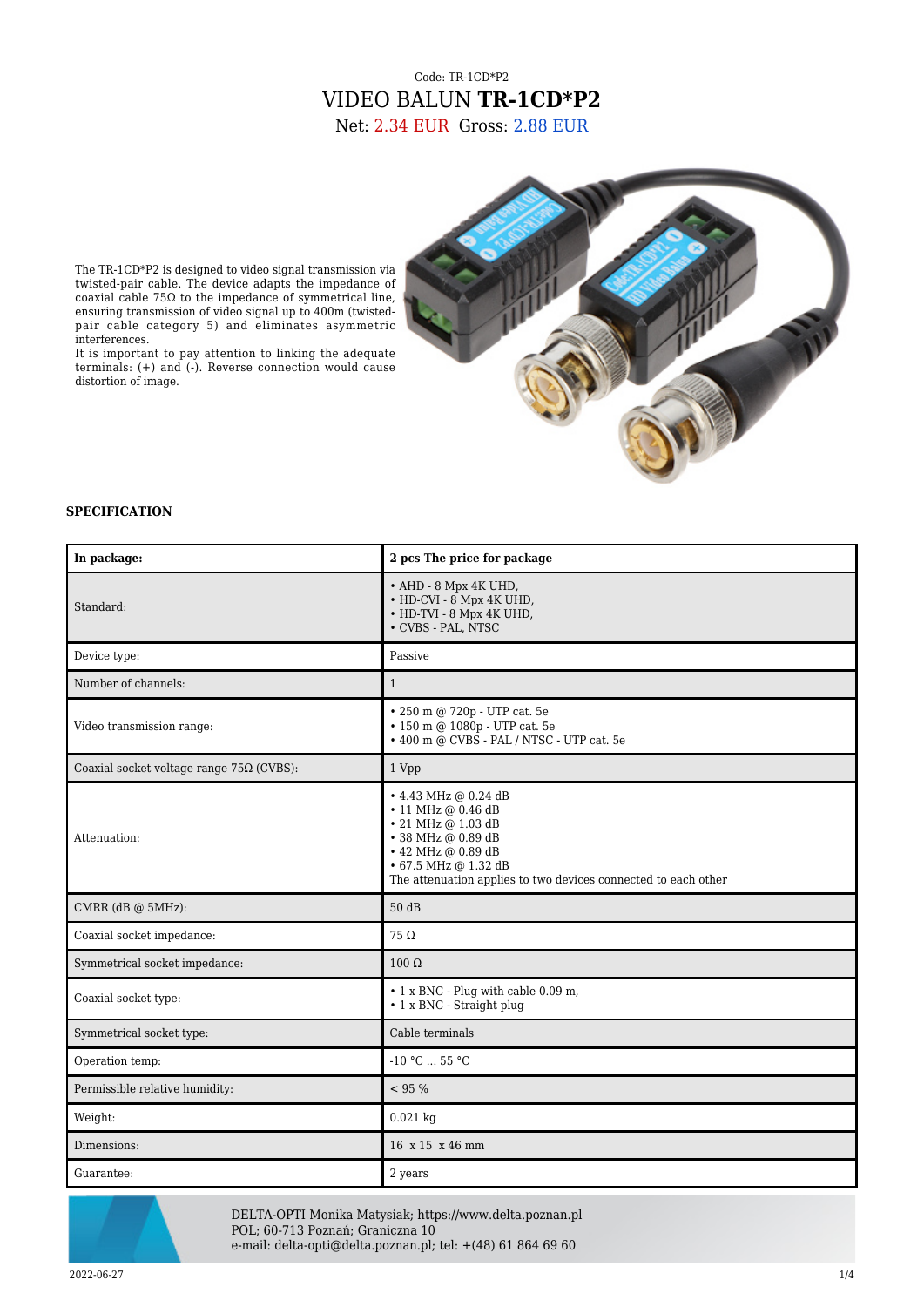Code: TR-1CD*P2

# VIDEO BALUN **TR-1CD*P2**

Net: 2.34 EUR Gross: 2.88 EUR

The TR-1CD*P2 is designed to video signal transmission via twisted-pair cable. The device adapts the impedance of coaxial cable 75Ω to the impedance of symmetrical line, ensuring transmission of video signal up to 400m (twisted-pair cable category 5) and eliminates asymmetric interferences.
It is important to pay attention to linking the adequate terminals: (+) and (-). Reverse connection would cause distortion of image.

## SPECIFICATION

| **In package:** | **2 pcs The price for package** |
|---|---|
| Standard: | • AHD - 8 Mpx 4K UHD,<br>• HD-CVI - 8 Mpx 4K UHD,<br>• HD-TVI - 8 Mpx 4K UHD,<br>• CVBS - PAL, NTSC |
| Device type: | Passive |
| Number of channels: | 1 |
| Video transmission range: | • 250 m @ 720p - UTP cat. 5e<br>• 150 m @ 1080p - UTP cat. 5e<br>• 400 m @ CVBS - PAL / NTSC - UTP cat. 5e |
| Coaxial socket voltage range 75Ω (CVBS): | 1 Vpp |
| Attenuation: | • 4.43 MHz @ 0.24 dB<br>• 11 MHz @ 0.46 dB<br>• 21 MHz @ 1.03 dB<br>• 38 MHz @ 0.89 dB<br>• 42 MHz @ 0.89 dB<br>• 67.5 MHz @ 1.32 dB<br>The attenuation applies to two devices connected to each other |
| CMRR (dB @ 5MHz): | 50 dB |
| Coaxial socket impedance: | 75 Ω |
| Symmetrical socket impedance: | 100 Ω |
| Coaxial socket type: | • 1 x BNC - Plug with cable 0.09 m,<br>• 1 x BNC - Straight plug |
| Symmetrical socket type: | Cable terminals |
| Operation temp: | -10 °C ... 55 °C |
| Permissible relative humidity: | < 95 % |
| Weight: | 0.021 kg |
| Dimensions: | 16 x 15 x 46 mm |
| Guarantee: | 2 years |

DELTA-OPTI Monika Matysiak; https://www.delta.poznan.pl
POL; 60-713 Poznań; Graniczna 10
e-mail: delta-opti@delta.poznan.pl; tel: +(48) 61 864 69 60

2022-06-27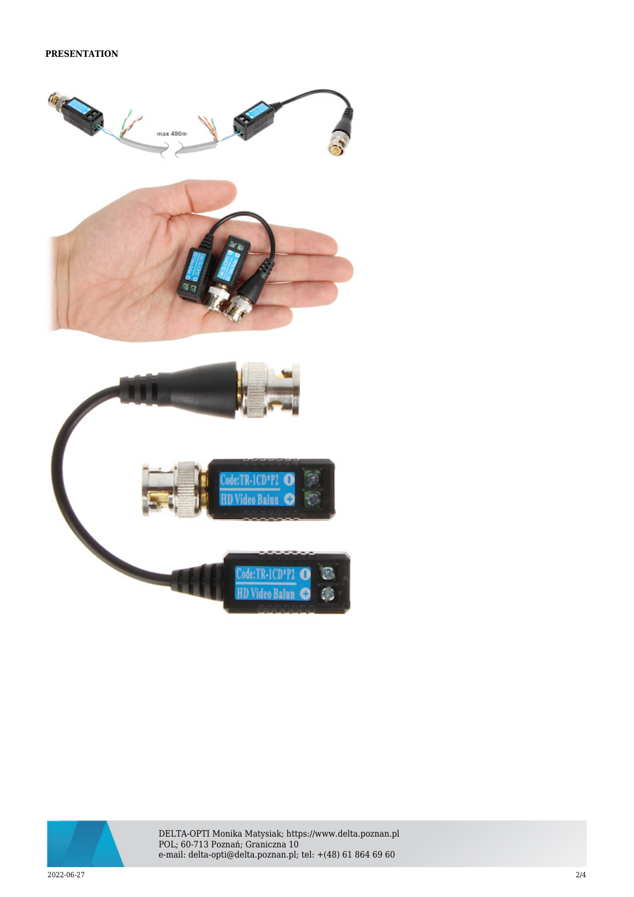**PRESENTATION**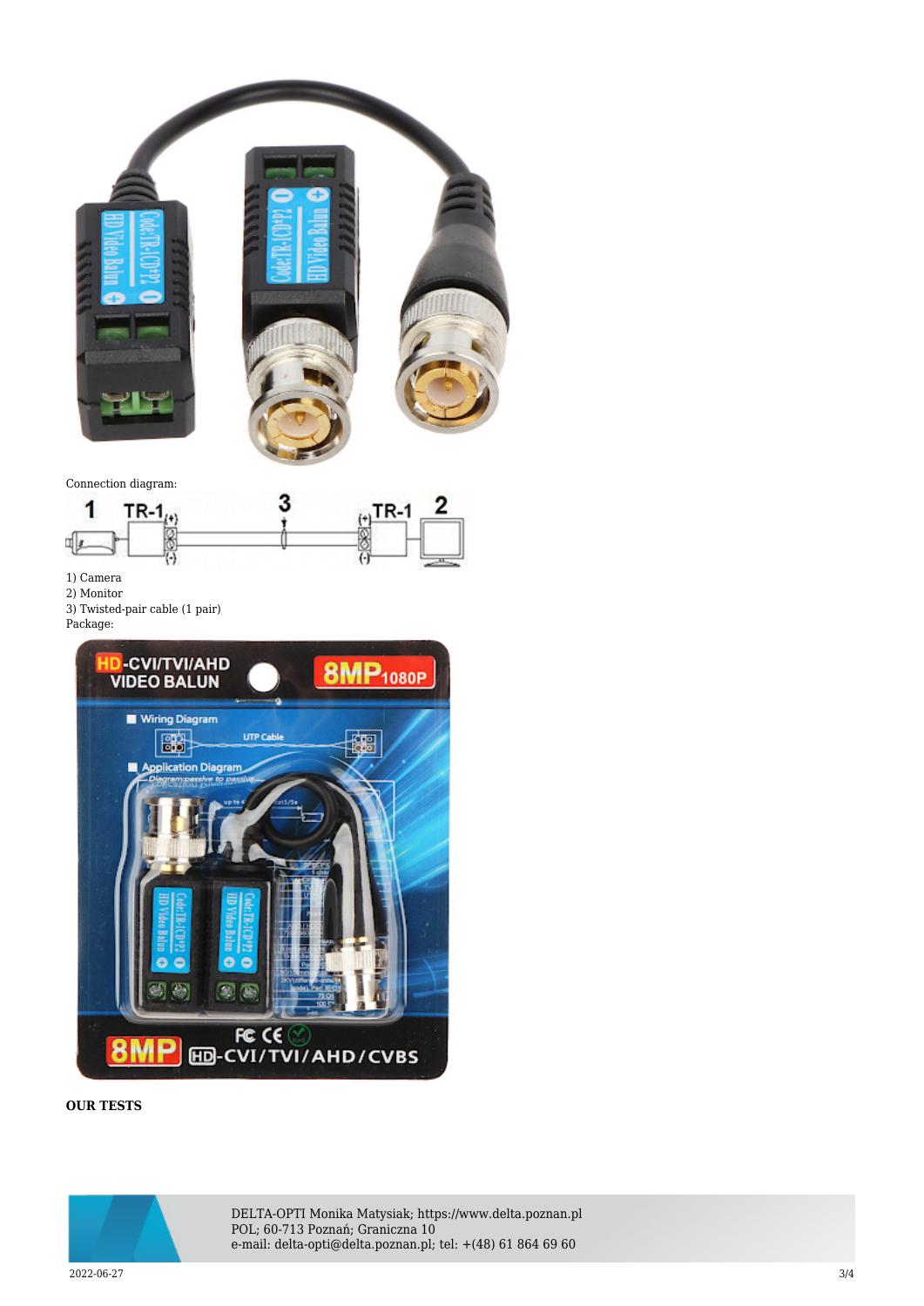Connection diagram:

1) Camera
2) Monitor
3) Twisted-pair cable (1 pair)

Package:

**OUR TESTS**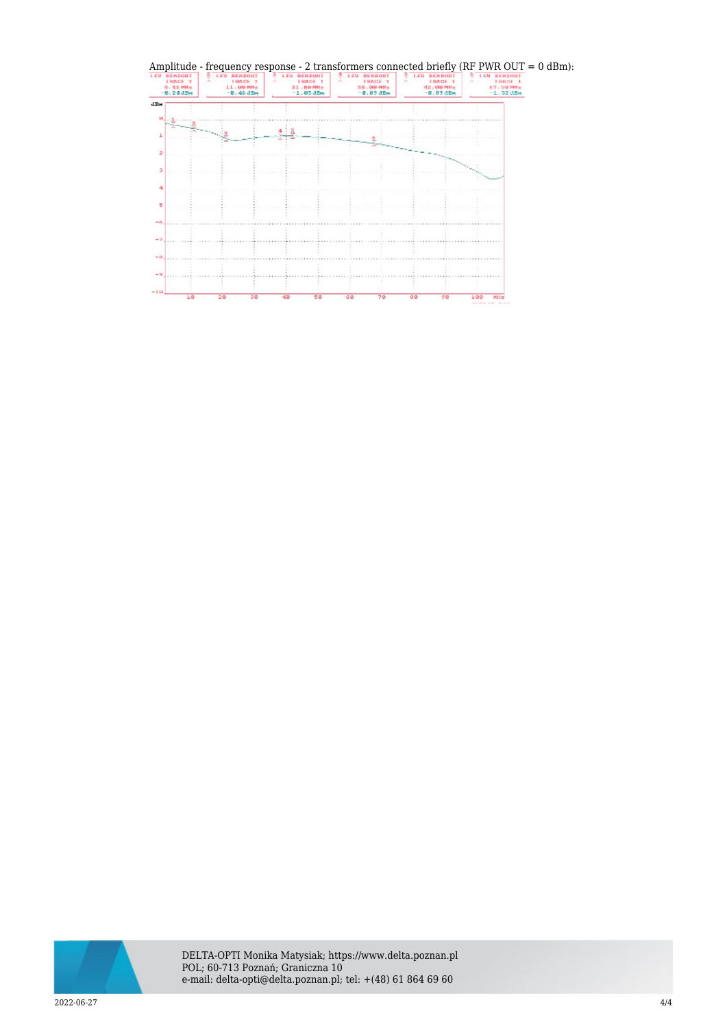Amplitude - frequency response - 2 transformers connected briefly (RF PWR OUT = 0 dBm):

LEV READOUT
TRACE 1
4.45 MHz
-0.24 dBm

LEV READOUT
TRACE 1
11.00 MHz
-0.46 dBm

LEV READOUT
TRACE 1
21.00 MHz
-1.03 dBm

LEV READOUT
TRACE 1
38.00 MHz
-0.83 dBm

LEV READOUT
TRACE 1
42.00 MHz
-0.83 dBm

LEV READOUT
TRACE 1
67.50 MHz
-1.32 dBm

dBm

10 20 30 40 50 60 70 80 90 100 MHz